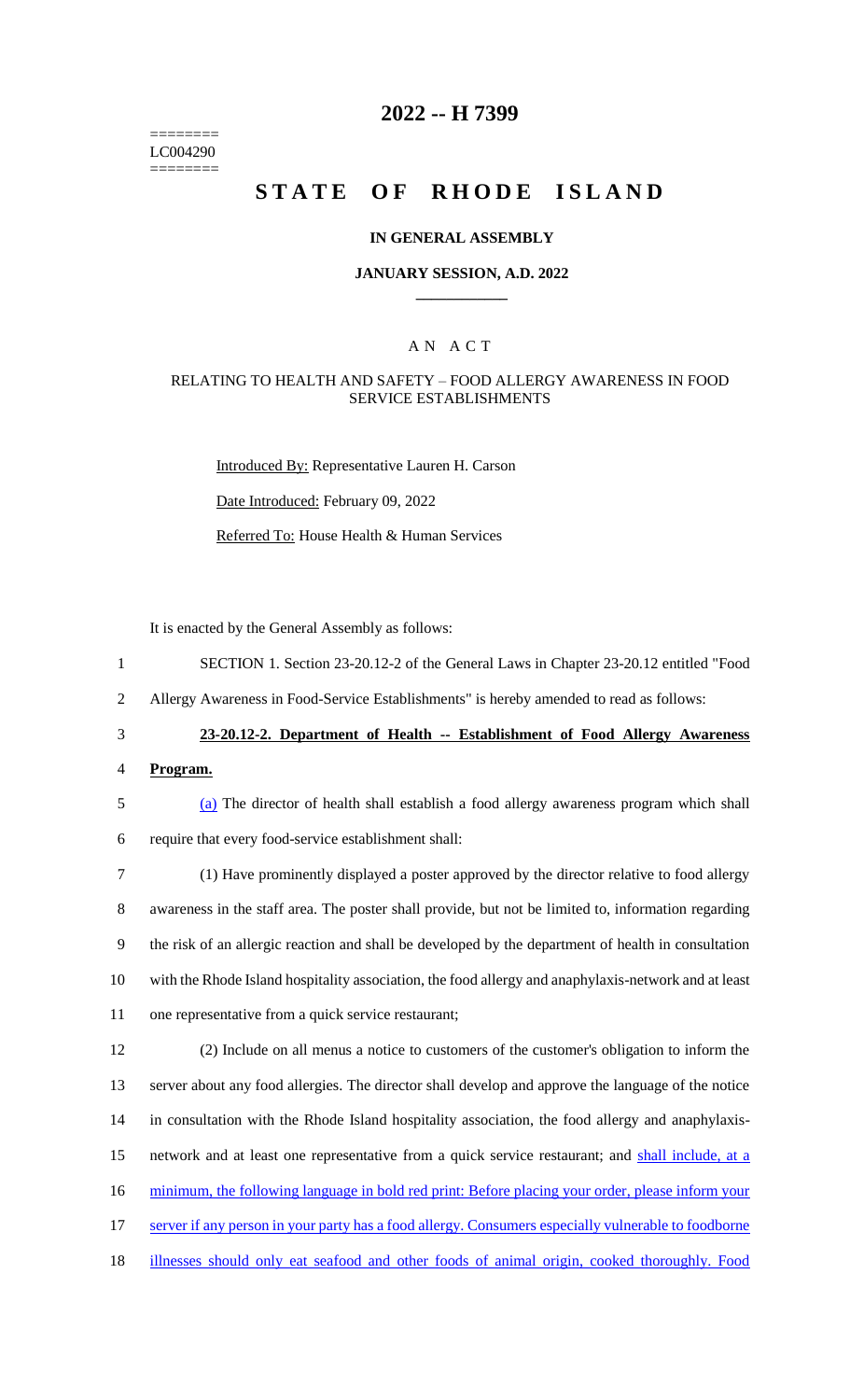========
LC004290
========

# 2022 -- H 7399

# STATE OF RHODE ISLAND

## IN GENERAL ASSEMBLY

### JANUARY SESSION, A.D. 2022

### AN ACT

#### RELATING TO HEALTH AND SAFETY – FOOD ALLERGY AWARENESS IN FOOD SERVICE ESTABLISHMENTS

Introduced By: Representative Lauren H. Carson

Date Introduced: February 09, 2022

Referred To: House Health & Human Services

It is enacted by the General Assembly as follows:

1 SECTION 1. Section 23-20.12-2 of the General Laws in Chapter 23-20.12 entitled "Food
2 Allergy Awareness in Food-Service Establishments" is hereby amended to read as follows:

3 **23-20.12-2. Department of Health -- Establishment of Food Allergy Awareness**
4 **Program.**

5 (a) The director of health shall establish a food allergy awareness program which shall
6 require that every food-service establishment shall:

7 (1) Have prominently displayed a poster approved by the director relative to food allergy
8 awareness in the staff area. The poster shall provide, but not be limited to, information regarding
9 the risk of an allergic reaction and shall be developed by the department of health in consultation
10 with the Rhode Island hospitality association, the food allergy and anaphylaxis-network and at least
11 one representative from a quick service restaurant;

12 (2) Include on all menus a notice to customers of the customer's obligation to inform the
13 server about any food allergies. The director shall develop and approve the language of the notice
14 in consultation with the Rhode Island hospitality association, the food allergy and anaphylaxis-
15 network and at least one representative from a quick service restaurant; and shall include, at a
16 minimum, the following language in bold red print: Before placing your order, please inform your
17 server if any person in your party has a food allergy. Consumers especially vulnerable to foodborne
18 illnesses should only eat seafood and other foods of animal origin, cooked thoroughly. Food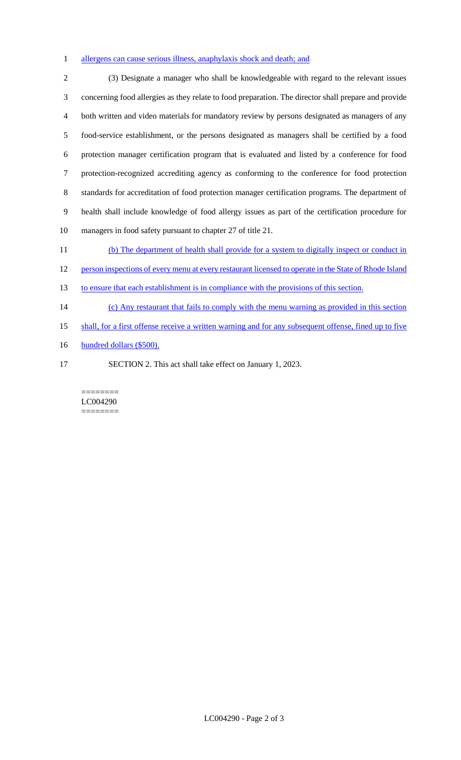allergens can cause serious illness, anaphylaxis shock and death; and

(3) Designate a manager who shall be knowledgeable with regard to the relevant issues concerning food allergies as they relate to food preparation. The director shall prepare and provide both written and video materials for mandatory review by persons designated as managers of any food-service establishment, or the persons designated as managers shall be certified by a food protection manager certification program that is evaluated and listed by a conference for food protection-recognized accrediting agency as conforming to the conference for food protection standards for accreditation of food protection manager certification programs. The department of health shall include knowledge of food allergy issues as part of the certification procedure for managers in food safety pursuant to chapter 27 of title 21.

(b) The department of health shall provide for a system to digitally inspect or conduct in person inspections of every menu at every restaurant licensed to operate in the State of Rhode Island to ensure that each establishment is in compliance with the provisions of this section.

(c) Any restaurant that fails to comply with the menu warning as provided in this section shall, for a first offense receive a written warning and for any subsequent offense, fined up to five hundred dollars ($500).

SECTION 2. This act shall take effect on January 1, 2023.

========
LC004290
========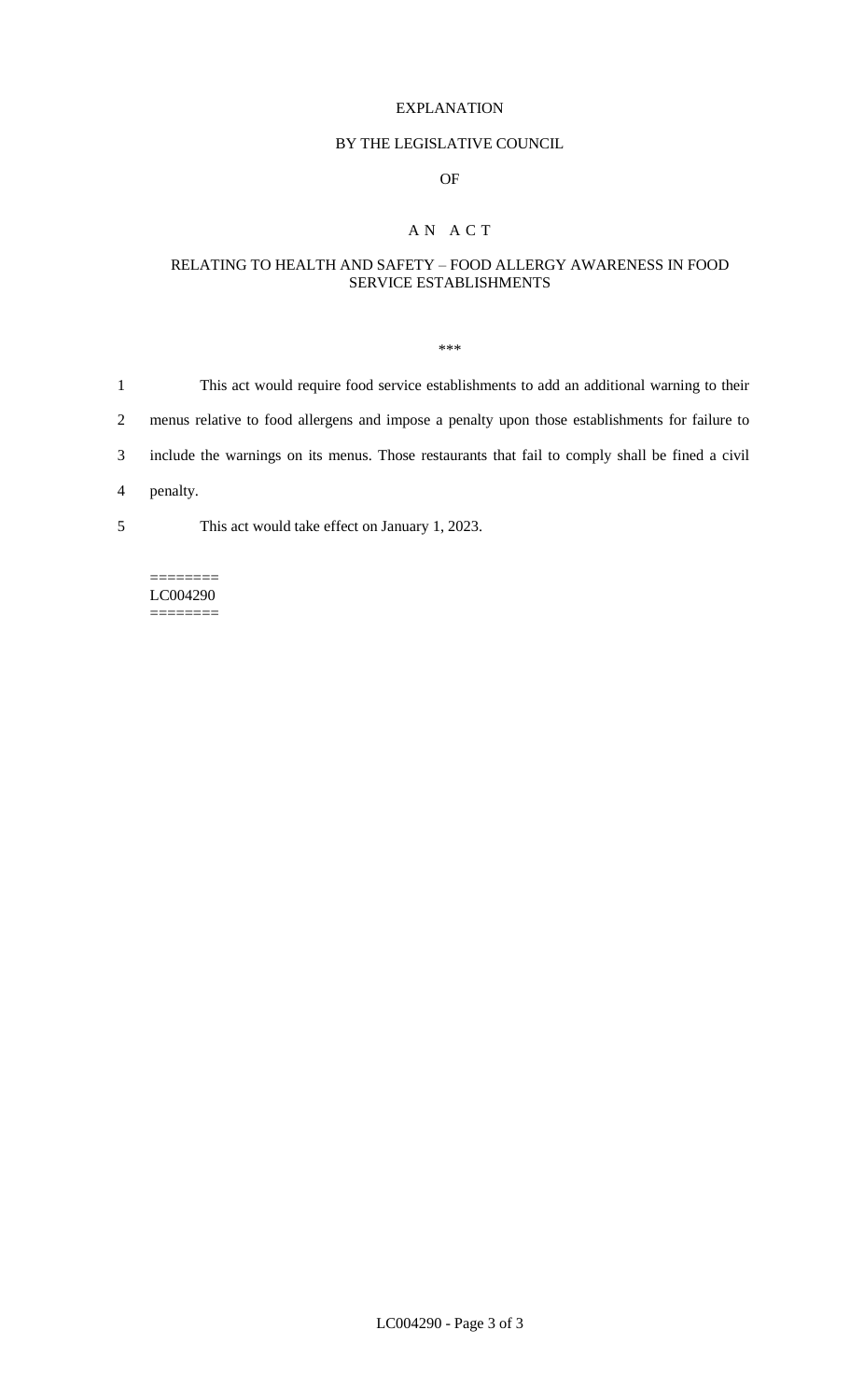EXPLANATION

BY THE LEGISLATIVE COUNCIL

OF

A N A C T

RELATING TO HEALTH AND SAFETY – FOOD ALLERGY AWARENESS IN FOOD SERVICE ESTABLISHMENTS

\*\*\*

1 This act would require food service establishments to add an additional warning to their
2 menus relative to food allergens and impose a penalty upon those establishments for failure to
3 include the warnings on its menus. Those restaurants that fail to comply shall be fined a civil
4 penalty.

5 This act would take effect on January 1, 2023.

========
LC004290
========